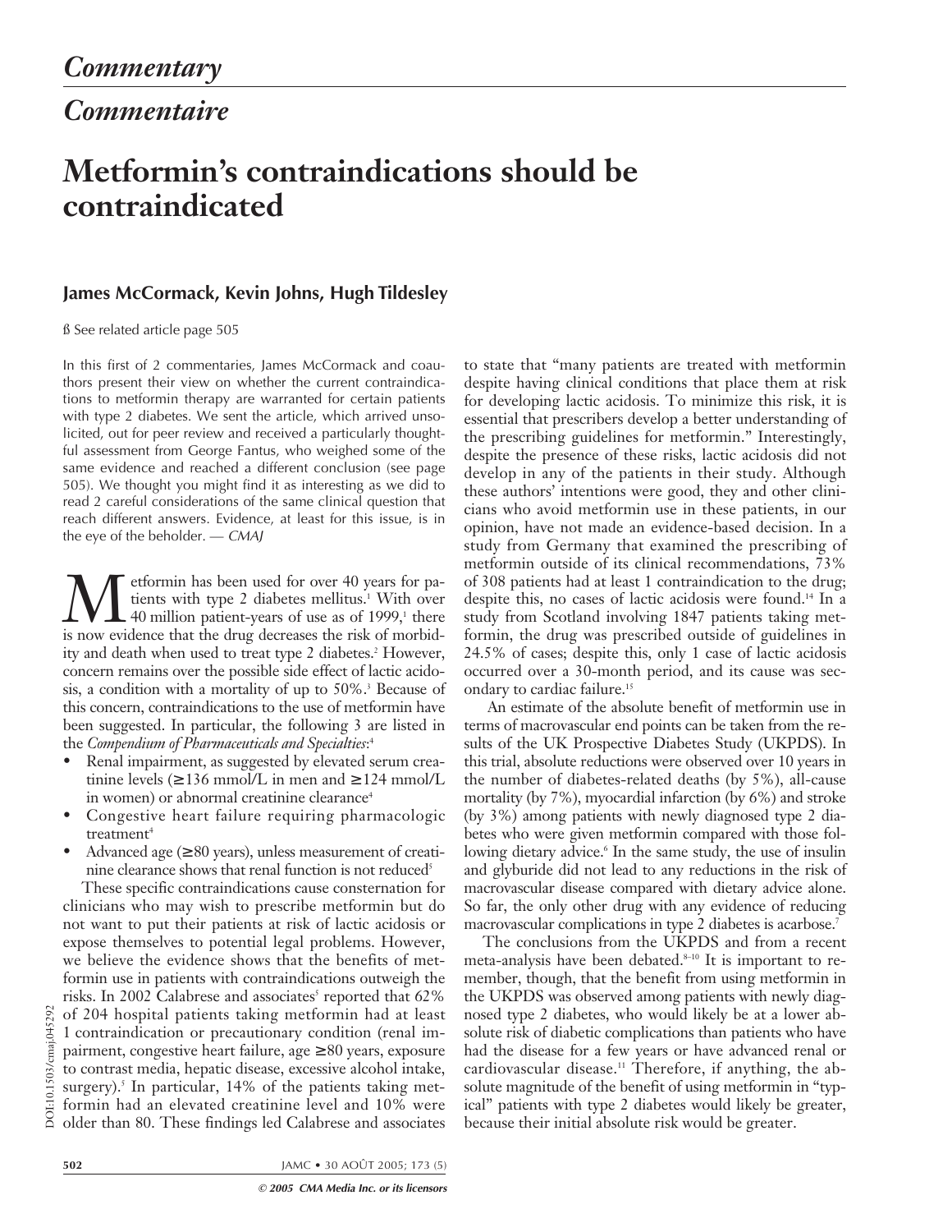# Commentary

# Commentaire

# Metformin's contraindications should be contraindicated

## James McCormack, Kevin Johns, Hugh Tildesley

ß See related article page 505

In this first of 2 commentaries, James McCormack and coauthors present their view on whether the current contraindications to metformin therapy are warranted for certain patients with type 2 diabetes. We sent the article, which arrived unsolicited, out for peer review and received a particularly thoughtful assessment from George Fantus, who weighed some of the same evidence and reached a different conclusion (see page 505). We thought you might find it as interesting as we did to read 2 careful considerations of the same clinical question that reach different answers. Evidence, at least for this issue, is in the eye of the beholder. — *CMAJ*

Metformin has been used for over 40 years for patients with type 2 diabetes mellitus.[1] With over 40 million patient-years of use as of 1999,[1] there is now evidence that the drug decreases the risk of morbidity and death when used to treat type 2 diabetes.[2] However, concern remains over the possible side effect of lactic acidosis, a condition with a mortality of up to 50%.[3] Because of this concern, contraindications to the use of metformin have been suggested. In particular, the following 3 are listed in the *Compendium of Pharmaceuticals and Specialties*:[4]

- Renal impairment, as suggested by elevated serum creatinine levels (≥ 136 mmol/L in men and ≥ 124 mmol/L in women) or abnormal creatinine clearance[4]
- Congestive heart failure requiring pharmacologic treatment[4]
- Advanced age (≥ 80 years), unless measurement of creatinine clearance shows that renal function is not reduced[5]

These specific contraindications cause consternation for clinicians who may wish to prescribe metformin but do not want to put their patients at risk of lactic acidosis or expose themselves to potential legal problems. However, we believe the evidence shows that the benefits of metformin use in patients with contraindications outweigh the risks. In 2002 Calabrese and associates[5] reported that 62% of 204 hospital patients taking metformin had at least 1 contraindication or precautionary condition (renal impairment, congestive heart failure, age ≥ 80 years, exposure to contrast media, hepatic disease, excessive alcohol intake, surgery).[5] In particular, 14% of the patients taking metformin had an elevated creatinine level and 10% were older than 80. These findings led Calabrese and associates to state that "many patients are treated with metformin despite having clinical conditions that place them at risk for developing lactic acidosis. To minimize this risk, it is essential that prescribers develop a better understanding of the prescribing guidelines for metformin." Interestingly, despite the presence of these risks, lactic acidosis did not develop in any of the patients in their study. Although these authors' intentions were good, they and other clinicians who avoid metformin use in these patients, in our opinion, have not made an evidence-based decision. In a study from Germany that examined the prescribing of metformin outside of its clinical recommendations, 73% of 308 patients had at least 1 contraindication to the drug; despite this, no cases of lactic acidosis were found.[14] In a study from Scotland involving 1847 patients taking metformin, the drug was prescribed outside of guidelines in 24.5% of cases; despite this, only 1 case of lactic acidosis occurred over a 30-month period, and its cause was secondary to cardiac failure.[15]

An estimate of the absolute benefit of metformin use in terms of macrovascular end points can be taken from the results of the UK Prospective Diabetes Study (UKPDS). In this trial, absolute reductions were observed over 10 years in the number of diabetes-related deaths (by 5%), all-cause mortality (by 7%), myocardial infarction (by 6%) and stroke (by 3%) among patients with newly diagnosed type 2 diabetes who were given metformin compared with those following dietary advice.[6] In the same study, the use of insulin and glyburide did not lead to any reductions in the risk of macrovascular disease compared with dietary advice alone. So far, the only other drug with any evidence of reducing macrovascular complications in type 2 diabetes is acarbose.[7]

The conclusions from the UKPDS and from a recent meta-analysis have been debated.[8–10] It is important to remember, though, that the benefit from using metformin in the UKPDS was observed among patients with newly diagnosed type 2 diabetes, who would likely be at a lower absolute risk of diabetic complications than patients who have had the disease for a few years or have advanced renal or cardiovascular disease.[11] Therefore, if anything, the absolute magnitude of the benefit of using metformin in "typical" patients with type 2 diabetes would likely be greater, because their initial absolute risk would be greater.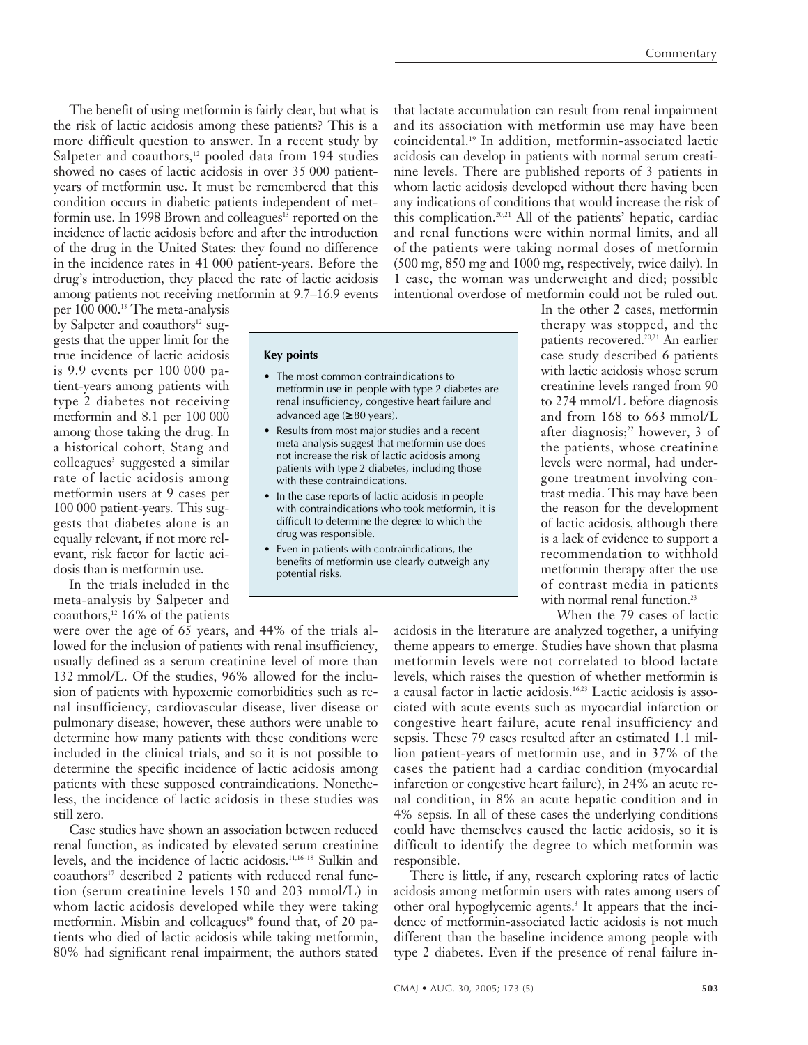The benefit of using metformin is fairly clear, but what is the risk of lactic acidosis among these patients? This is a more difficult question to answer. In a recent study by Salpeter and coauthors,[12] pooled data from 194 studies showed no cases of lactic acidosis in over 35 000 patient-years of metformin use. It must be remembered that this condition occurs in diabetic patients independent of metformin use. In 1998 Brown and colleagues[13] reported on the incidence of lactic acidosis before and after the introduction of the drug in the United States: they found no difference in the incidence rates in 41 000 patient-years. Before the drug's introduction, they placed the rate of lactic acidosis among patients not receiving metformin at 9.7–16.9 events per 100 000.[13] The meta-analysis by Salpeter and coauthors[12] suggests that the upper limit for the true incidence of lactic acidosis is 9.9 events per 100 000 patient-years among patients with type 2 diabetes not receiving metformin and 8.1 per 100 000 among those taking the drug. In a historical cohort, Stang and colleagues[3] suggested a similar rate of lactic acidosis among metformin users at 9 cases per 100 000 patient-years. This suggests that diabetes alone is an equally relevant, if not more relevant, risk factor for lactic acidosis than is metformin use.

In the trials included in the meta-analysis by Salpeter and coauthors,[12] 16% of the patients were over the age of 65 years, and 44% of the trials allowed for the inclusion of patients with renal insufficiency, usually defined as a serum creatinine level of more than 132 mmol/L. Of the studies, 96% allowed for the inclusion of patients with hypoxemic comorbidities such as renal insufficiency, cardiovascular disease, liver disease or pulmonary disease; however, these authors were unable to determine how many patients with these conditions were included in the clinical trials, and so it is not possible to determine the specific incidence of lactic acidosis among patients with these supposed contraindications. Nonetheless, the incidence of lactic acidosis in these studies was still zero.

Case studies have shown an association between reduced renal function, as indicated by elevated serum creatinine levels, and the incidence of lactic acidosis.[11,16–18] Sulkin and coauthors[17] described 2 patients with reduced renal function (serum creatinine levels 150 and 203 mmol/L) in whom lactic acidosis developed while they were taking metformin. Misbin and colleagues[19] found that, of 20 patients who died of lactic acidosis while taking metformin, 80% had significant renal impairment; the authors stated that lactate accumulation can result from renal impairment and its association with metformin use may have been coincidental.[19] In addition, metformin-associated lactic acidosis can develop in patients with normal serum creatinine levels. There are published reports of 3 patients in whom lactic acidosis developed without there having been any indications of conditions that would increase the risk of this complication.[20,21] All of the patients' hepatic, cardiac and renal functions were within normal limits, and all of the patients were taking normal doses of metformin (500 mg, 850 mg and 1000 mg, respectively, twice daily). In 1 case, the woman was underweight and died; possible intentional overdose of metformin could not be ruled out. In the other 2 cases, metformin therapy was stopped, and the patients recovered.[20,21] An earlier case study described 6 patients with lactic acidosis whose serum creatinine levels ranged from 90 to 274 mmol/L before diagnosis and from 168 to 663 mmol/L after diagnosis;[22] however, 3 of the patients, whose creatinine levels were normal, had undergone treatment involving contrast media. This may have been the reason for the development of lactic acidosis, although there is a lack of evidence to support a recommendation to withhold metformin therapy after the use of contrast media in patients with normal renal function.[23]

> **Key points**
>
> - The most common contraindications to metformin use in people with type 2 diabetes are renal insufficiency, congestive heart failure and advanced age (≥80 years).
> - Results from most major studies and a recent meta-analysis suggest that metformin use does not increase the risk of lactic acidosis among patients with type 2 diabetes, including those with these contraindications.
> - In the case reports of lactic acidosis in people with contraindications who took metformin, it is difficult to determine the degree to which the drug was responsible.
> - Even in patients with contraindications, the benefits of metformin use clearly outweigh any potential risks.

When the 79 cases of lactic acidosis in the literature are analyzed together, a unifying theme appears to emerge. Studies have shown that plasma metformin levels were not correlated to blood lactate levels, which raises the question of whether metformin is a causal factor in lactic acidosis.[16,23] Lactic acidosis is associated with acute events such as myocardial infarction or congestive heart failure, acute renal insufficiency and sepsis. These 79 cases resulted after an estimated 1.1 million patient-years of metformin use, and in 37% of the cases the patient had a cardiac condition (myocardial infarction or congestive heart failure), in 24% an acute renal condition, in 8% an acute hepatic condition and in 4% sepsis. In all of these cases the underlying conditions could have themselves caused the lactic acidosis, so it is difficult to identify the degree to which metformin was responsible.

There is little, if any, research exploring rates of lactic acidosis among metformin users with rates among users of other oral hypoglycemic agents.[3] It appears that the incidence of metformin-associated lactic acidosis is not much different than the baseline incidence among people with type 2 diabetes. Even if the presence of renal failure in-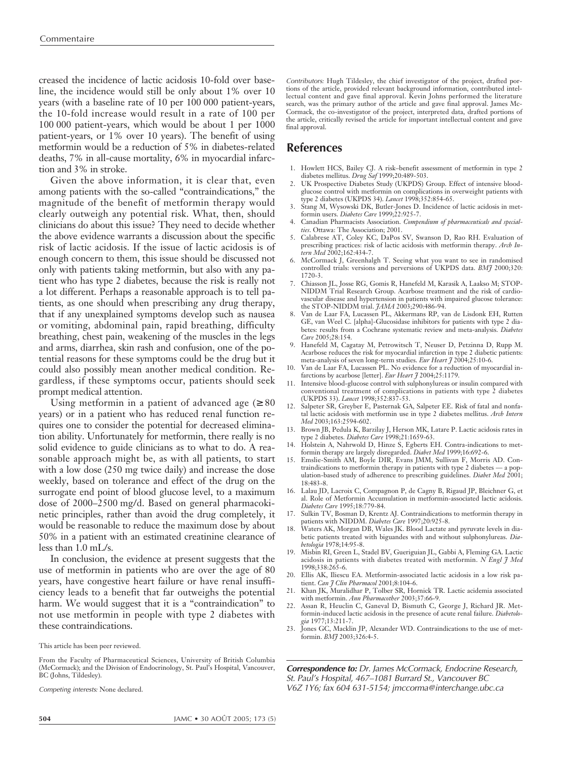creased the incidence of lactic acidosis 10-fold over baseline, the incidence would still be only about 1% over 10 years (with a baseline rate of 10 per 100 000 patient-years, the 10-fold increase would result in a rate of 100 per 100 000 patient-years, which would be about 1 per 1000 patient-years, or 1% over 10 years). The benefit of using metformin would be a reduction of 5% in diabetes-related deaths, 7% in all-cause mortality, 6% in myocardial infarction and 3% in stroke.

Given the above information, it is clear that, even among patients with the so-called "contraindications," the magnitude of the benefit of metformin therapy would clearly outweigh any potential risk. What, then, should clinicians do about this issue? They need to decide whether the above evidence warrants a discussion about the specific risk of lactic acidosis. If the issue of lactic acidosis is of enough concern to them, this issue should be discussed not only with patients taking metformin, but also with any patient who has type 2 diabetes, because the risk is really not a lot different. Perhaps a reasonable approach is to tell patients, as one should when prescribing any drug therapy, that if any unexplained symptoms develop such as nausea or vomiting, abdominal pain, rapid breathing, difficulty breathing, chest pain, weakening of the muscles in the legs and arms, diarrhea, skin rash and confusion, one of the potential reasons for these symptoms could be the drug but it could also possibly mean another medical condition. Regardless, if these symptoms occur, patients should seek prompt medical attention.

Using metformin in a patient of advanced age ($\geq 80$ years) or in a patient who has reduced renal function requires one to consider the potential for decreased elimination ability. Unfortunately for metformin, there really is no solid evidence to guide clinicians as to what to do. A reasonable approach might be, as with all patients, to start with a low dose (250 mg twice daily) and increase the dose weekly, based on tolerance and effect of the drug on the surrogate end point of blood glucose level, to a maximum dose of 2000–2500 mg/d. Based on general pharmacokinetic principles, rather than avoid the drug completely, it would be reasonable to reduce the maximum dose by about 50% in a patient with an estimated creatinine clearance of less than 1.0 mL/s.

In conclusion, the evidence at present suggests that the use of metformin in patients who are over the age of 80 years, have congestive heart failure or have renal insufficiency leads to a benefit that far outweighs the potential harm. We would suggest that it is a "contraindication" to not use metformin in people with type 2 diabetes with these contraindications.

This article has been peer reviewed.

From the Faculty of Pharmaceutical Sciences, University of British Columbia (McCormack); and the Division of Endocrinology, St. Paul's Hospital, Vancouver, BC (Johns, Tildesley).

*Competing interests:* None declared.

*Contributors:* Hugh Tildesley, the chief investigator of the project, drafted portions of the article, provided relevant background information, contributed intellectual content and gave final approval. Kevin Johns performed the literature search, was the primary author of the article and gave final approval. James McCormack, the co-investigator of the project, interpreted data, drafted portions of the article, critically revised the article for important intellectual content and gave final approval.

## References

1. Howlett HCS, Bailey CJ. A risk–benefit assessment of metformin in type 2 diabetes mellitus. *Drug Saf* 1999;20:489-503.
2. UK Prospective Diabetes Study (UKPDS) Group. Effect of intensive blood-glucose control with metformin on complications in overweight patients with type 2 diabetes (UKPDS 34). *Lancet* 1998;352:854-65.
3. Stang M, Wysowski DK, Butler-Jones D. Incidence of lactic acidosis in metformin users. *Diabetes Care* 1999;22:925-7.
4. Canadian Pharmacists Association. *Compendium of pharmaceuticals and specialties*. Ottawa: The Association; 2001.
5. Calabrese AT, Coley KC, DaPos SV, Swanson D, Rao RH. Evaluation of prescribing practices: risk of lactic acidosis with metformin therapy. *Arch Intern Med* 2002;162:434-7.
6. McCormack J, Greenhalgh T. Seeing what you want to see in randomised controlled trials: versions and perversions of UKPDS data. *BMJ* 2000;320:1720-3.
7. Chiasson JL, Josse RG, Gomis R, Hanefeld M, Karasik A, Laakso M; STOP-NIDDM Trial Research Group. Acarbose treatment and the risk of cardiovascular disease and hypertension in patients with impaired glucose tolerance: the STOP-NIDDM trial. *JAMA* 2003;290:486-94.
8. Van de Laar FA, Lucassen PL, Akkermans RP, van de Lisdonk EH, Rutten GE, van Weel C. [alpha]-Glucosidase inhibitors for patients with type 2 diabetes: results from a Cochrane systematic review and meta-analysis. *Diabetes Care* 2005;28:154.
9. Hanefeld M, Cagatay M, Petrowitsch T, Neuser D, Petzinna D, Rupp M. Acarbose reduces the risk for myocardial infarction in type 2 diabetic patients: meta-analysis of seven long-term studies. *Eur Heart J* 2004;25:10-6.
10. Van de Laar FA, Lucassen PL. No evidence for a reduction of myocardial infarctions by acarbose [letter]. *Eur Heart J* 2004;25:1179.
11. Intensive blood-glucose control with sulphonylureas or insulin compared with conventional treatment of complications in patients with type 2 diabetes (UKPDS 33). *Lancet* 1998;352:837-53.
12. Salpeter SR, Greyber E, Pasternak GA, Salpeter EE. Risk of fatal and nonfatal lactic acidosis with metformin use in type 2 diabetes mellitus. *Arch Intern Med* 2003;163:2594-602.
13. Brown JB, Pedula K, Barzilay J, Herson MK, Latare P. Lactic acidosis rates in type 2 diabetes. *Diabetes Care* 1998;21:1659-63.
14. Holstein A, Nahrwold D, Hinze S, Egberts EH. Contra-indications to metformin therapy are largely disregarded. *Diabet Med* 1999;16:692-6.
15. Emslie-Smith AM, Boyle DIR, Evans JMM, Sullivan F, Morris AD. Contraindications to metformin therapy in patients with type 2 diabetes — a population-based study of adherence to prescribing guidelines. *Diabet Med* 2001;18:483-8.
16. Lalau JD, Lacroix C, Compagnon P, de Cagny B, Rigaud JP, Bleichner G, et al. Role of Metformin Accumulation in metformin-associated lactic acidosis. *Diabetes Care* 1995;18:779-84.
17. Sulkin TV, Bosman D, Krentz AJ. Contraindications to metformin therapy in patients with NIDDM. *Diabetes Care* 1997;20:925-8.
18. Waters AK, Morgan DB, Wales JK. Blood Lactate and pyruvate levels in diabetic patients treated with biguandes with and without sulphonylureas. *Diabetologia* 1978;14:95-8.
19. Misbin RI, Green L, Stadel BV, Gueriguian JL, Gabbi A, Fleming GA. Lactic acidosis in patients with diabetes treated with metformin. *N Engl J Med* 1998;338:265-6.
20. Ellis AK, Iliescu EA. Metformin-associated lactic acidosis in a low risk patient. *Can J Clin Pharmacol* 2001;8:104-6.
21. Khan JK, Muralidhar P, Tolber SR, Hornick TR. Lactic acidemia associated with metformin. *Ann Pharmacother* 2003;37:66-9.
22. Assan R, Heuclin C, Ganeval D, Bismuth C, George J, Richard JR. Metformin-induced lactic acidosis in the presence of acute renal failure. *Diabetologia* 1977;13:211-7.
23. Jones GC, Macklin JP, Alexander WD. Contraindications to the use of metformin. *BMJ* 2003;326:4-5.

***Correspondence to:*** *Dr. James McCormack, Endocrine Research, St. Paul's Hospital, 467–1081 Burrard St., Vancouver BC V6Z 1Y6; fax 604 631-5154; jmccorma@interchange.ubc.ca*